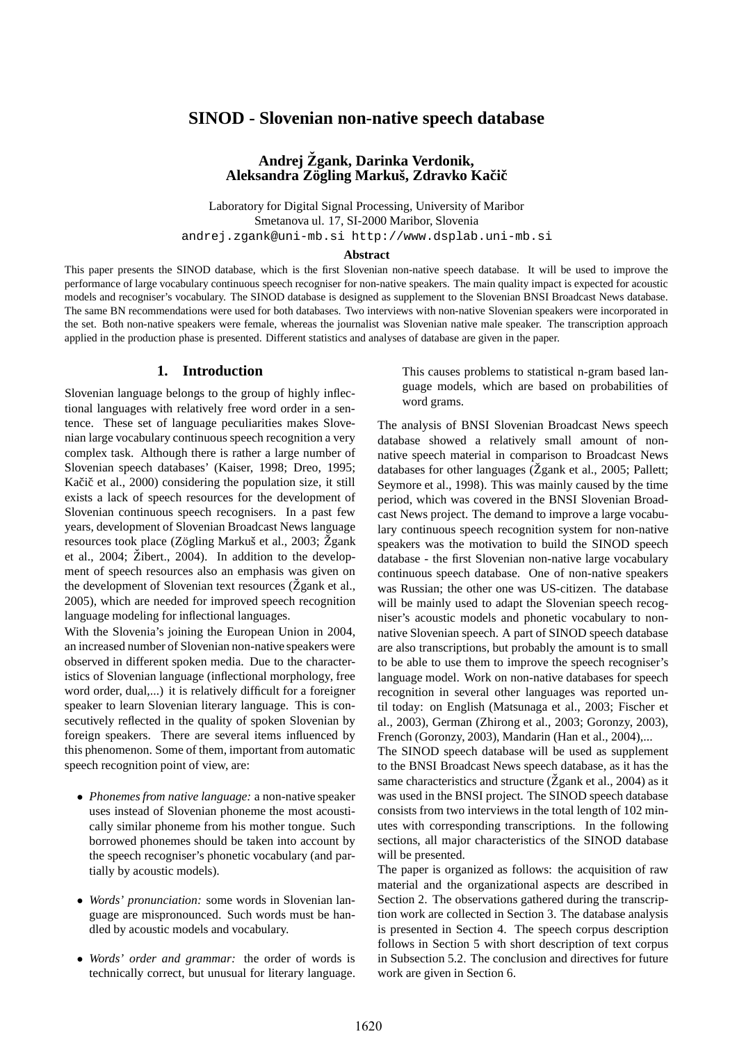# SINOD - Slovenian non-native speech database

**Andrej Žgank, Darinka Verdonik,**
**Aleksandra Zögling Markuš, Zdravko Kačič**

Laboratory for Digital Signal Processing, University of Maribor
Smetanova ul. 17, SI-2000 Maribor, Slovenia
andrej.zgank@uni-mb.si http://www.dsplab.uni-mb.si

**Abstract**

This paper presents the SINOD database, which is the first Slovenian non-native speech database. It will be used to improve the performance of large vocabulary continuous speech recogniser for non-native speakers. The main quality impact is expected for acoustic models and recogniser's vocabulary. The SINOD database is designed as supplement to the Slovenian BNSI Broadcast News database. The same BN recommendations were used for both databases. Two interviews with non-native Slovenian speakers were incorporated in the set. Both non-native speakers were female, whereas the journalist was Slovenian native male speaker. The transcription approach applied in the production phase is presented. Different statistics and analyses of database are given in the paper.

## 1. Introduction

Slovenian language belongs to the group of highly inflectional languages with relatively free word order in a sentence. These set of language peculiarities makes Slovenian large vocabulary continuous speech recognition a very complex task. Although there is rather a large number of Slovenian speech databases' (Kaiser, 1998; Dreo, 1995; Kačič et al., 2000) considering the population size, it still exists a lack of speech resources for the development of Slovenian continuous speech recognisers. In a past few years, development of Slovenian Broadcast News language resources took place (Zögling Markuš et al., 2003; Žgank et al., 2004; Žibert., 2004). In addition to the development of speech resources also an emphasis was given on the development of Slovenian text resources (Žgank et al., 2005), which are needed for improved speech recognition language modeling for inflectional languages.

With the Slovenia's joining the European Union in 2004, an increased number of Slovenian non-native speakers were observed in different spoken media. Due to the characteristics of Slovenian language (inflectional morphology, free word order, dual,...) it is relatively difficult for a foreigner speaker to learn Slovenian literary language. This is consecutively reflected in the quality of spoken Slovenian by foreign speakers. There are several items influenced by this phenomenon. Some of them, important from automatic speech recognition point of view, are:

- *Phonemes from native language:* a non-native speaker uses instead of Slovenian phoneme the most acoustically similar phoneme from his mother tongue. Such borrowed phonemes should be taken into account by the speech recogniser's phonetic vocabulary (and partially by acoustic models).
- *Words' pronunciation:* some words in Slovenian language are mispronounced. Such words must be handled by acoustic models and vocabulary.
- *Words' order and grammar:* the order of words is technically correct, but unusual for literary language. This causes problems to statistical n-gram based language models, which are based on probabilities of word grams.

The analysis of BNSI Slovenian Broadcast News speech database showed a relatively small amount of non-native speech material in comparison to Broadcast News databases for other languages (Žgank et al., 2005; Pallett; Seymore et al., 1998). This was mainly caused by the time period, which was covered in the BNSI Slovenian Broadcast News project. The demand to improve a large vocabulary continuous speech recognition system for non-native speakers was the motivation to build the SINOD speech database - the first Slovenian non-native large vocabulary continuous speech database. One of non-native speakers was Russian; the other one was US-citizen. The database will be mainly used to adapt the Slovenian speech recogniser's acoustic models and phonetic vocabulary to non-native Slovenian speech. A part of SINOD speech database are also transcriptions, but probably the amount is to small to be able to use them to improve the speech recogniser's language model. Work on non-native databases for speech recognition in several other languages was reported until today: on English (Matsunaga et al., 2003; Fischer et al., 2003), German (Zhirong et al., 2003; Goronzy, 2003), French (Goronzy, 2003), Mandarin (Han et al., 2004),...

The SINOD speech database will be used as supplement to the BNSI Broadcast News speech database, as it has the same characteristics and structure (Žgank et al., 2004) as it was used in the BNSI project. The SINOD speech database consists from two interviews in the total length of 102 minutes with corresponding transcriptions. In the following sections, all major characteristics of the SINOD database will be presented.

The paper is organized as follows: the acquisition of raw material and the organizational aspects are described in Section 2. The observations gathered during the transcription work are collected in Section 3. The database analysis is presented in Section 4. The speech corpus description follows in Section 5 with short description of text corpus in Subsection 5.2. The conclusion and directives for future work are given in Section 6.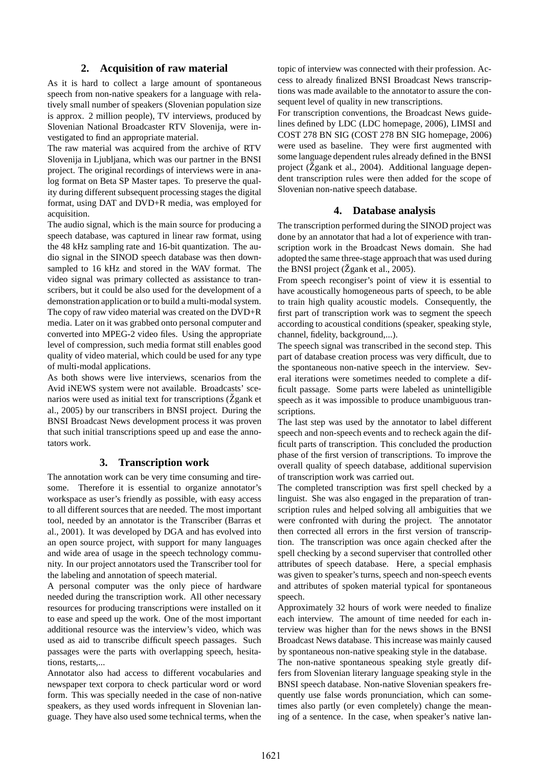## 2. Acquisition of raw material

As it is hard to collect a large amount of spontaneous speech from non-native speakers for a language with relatively small number of speakers (Slovenian population size is approx. 2 million people), TV interviews, produced by Slovenian National Broadcaster RTV Slovenija, were investigated to find an appropriate material.

The raw material was acquired from the archive of RTV Slovenija in Ljubljana, which was our partner in the BNSI project. The original recordings of interviews were in analog format on Beta SP Master tapes. To preserve the quality during different subsequent processing stages the digital format, using DAT and DVD+R media, was employed for acquisition.

The audio signal, which is the main source for producing a speech database, was captured in linear raw format, using the 48 kHz sampling rate and 16-bit quantization. The audio signal in the SINOD speech database was then downsampled to 16 kHz and stored in the WAV format. The video signal was primary collected as assistance to transcribers, but it could be also used for the development of a demonstration application or to build a multi-modal system. The copy of raw video material was created on the DVD+R media. Later on it was grabbed onto personal computer and converted into MPEG-2 video files. Using the appropriate level of compression, such media format still enables good quality of video material, which could be used for any type of multi-modal applications.

As both shows were live interviews, scenarios from the Avid iNEWS system were not available. Broadcasts' scenarios were used as initial text for transcriptions (Žgank et al., 2005) by our transcribers in BNSI project. During the BNSI Broadcast News development process it was proven that such initial transcriptions speed up and ease the annotators work.

## 3. Transcription work

The annotation work can be very time consuming and tiresome. Therefore it is essential to organize annotator's workspace as user's friendly as possible, with easy access to all different sources that are needed. The most important tool, needed by an annotator is the Transcriber (Barras et al., 2001). It was developed by DGA and has evolved into an open source project, with support for many languages and wide area of usage in the speech technology community. In our project annotators used the Transcriber tool for the labeling and annotation of speech material.

A personal computer was the only piece of hardware needed during the transcription work. All other necessary resources for producing transcriptions were installed on it to ease and speed up the work. One of the most important additional resource was the interview's video, which was used as aid to transcribe difficult speech passages. Such passages were the parts with overlapping speech, hesitations, restarts,...

Annotator also had access to different vocabularies and newspaper text corpora to check particular word or word form. This was specially needed in the case of non-native speakers, as they used words infrequent in Slovenian language. They have also used some technical terms, when the topic of interview was connected with their profession. Access to already finalized BNSI Broadcast News transcriptions was made available to the annotator to assure the consequent level of quality in new transcriptions.

For transcription conventions, the Broadcast News guidelines defined by LDC (LDC homepage, 2006), LIMSI and COST 278 BN SIG (COST 278 BN SIG homepage, 2006) were used as baseline. They were first augmented with some language dependent rules already defined in the BNSI project (Žgank et al., 2004). Additional language dependent transcription rules were then added for the scope of Slovenian non-native speech database.

## 4. Database analysis

The transcription performed during the SINOD project was done by an annotator that had a lot of experience with transcription work in the Broadcast News domain. She had adopted the same three-stage approach that was used during the BNSI project (Žgank et al., 2005).

From speech recongiser's point of view it is essential to have acoustically homogeneous parts of speech, to be able to train high quality acoustic models. Consequently, the first part of transcription work was to segment the speech according to acoustical conditions (speaker, speaking style, channel, fidelity, background,...).

The speech signal was transcribed in the second step. This part of database creation process was very difficult, due to the spontaneous non-native speech in the interview. Several iterations were sometimes needed to complete a difficult passage. Some parts were labeled as unintelligible speech as it was impossible to produce unambiguous transcriptions.

The last step was used by the annotator to label different speech and non-speech events and to recheck again the difficult parts of transcription. This concluded the production phase of the first version of transcriptions. To improve the overall quality of speech database, additional supervision of transcription work was carried out.

The completed transcription was first spell checked by a linguist. She was also engaged in the preparation of transcription rules and helped solving all ambiguities that we were confronted with during the project. The annotator then corrected all errors in the first version of transcription. The transcription was once again checked after the spell checking by a second superviser that controlled other attributes of speech database. Here, a special emphasis was given to speaker's turns, speech and non-speech events and attributes of spoken material typical for spontaneous speech.

Approximately 32 hours of work were needed to finalize each interview. The amount of time needed for each interview was higher than for the news shows in the BNSI Broadcast News database. This increase was mainly caused by spontaneous non-native speaking style in the database.

The non-native spontaneous speaking style greatly differs from Slovenian literary language speaking style in the BNSI speech database. Non-native Slovenian speakers frequently use false words pronunciation, which can sometimes also partly (or even completely) change the meaning of a sentence. In the case, when speaker's native lan-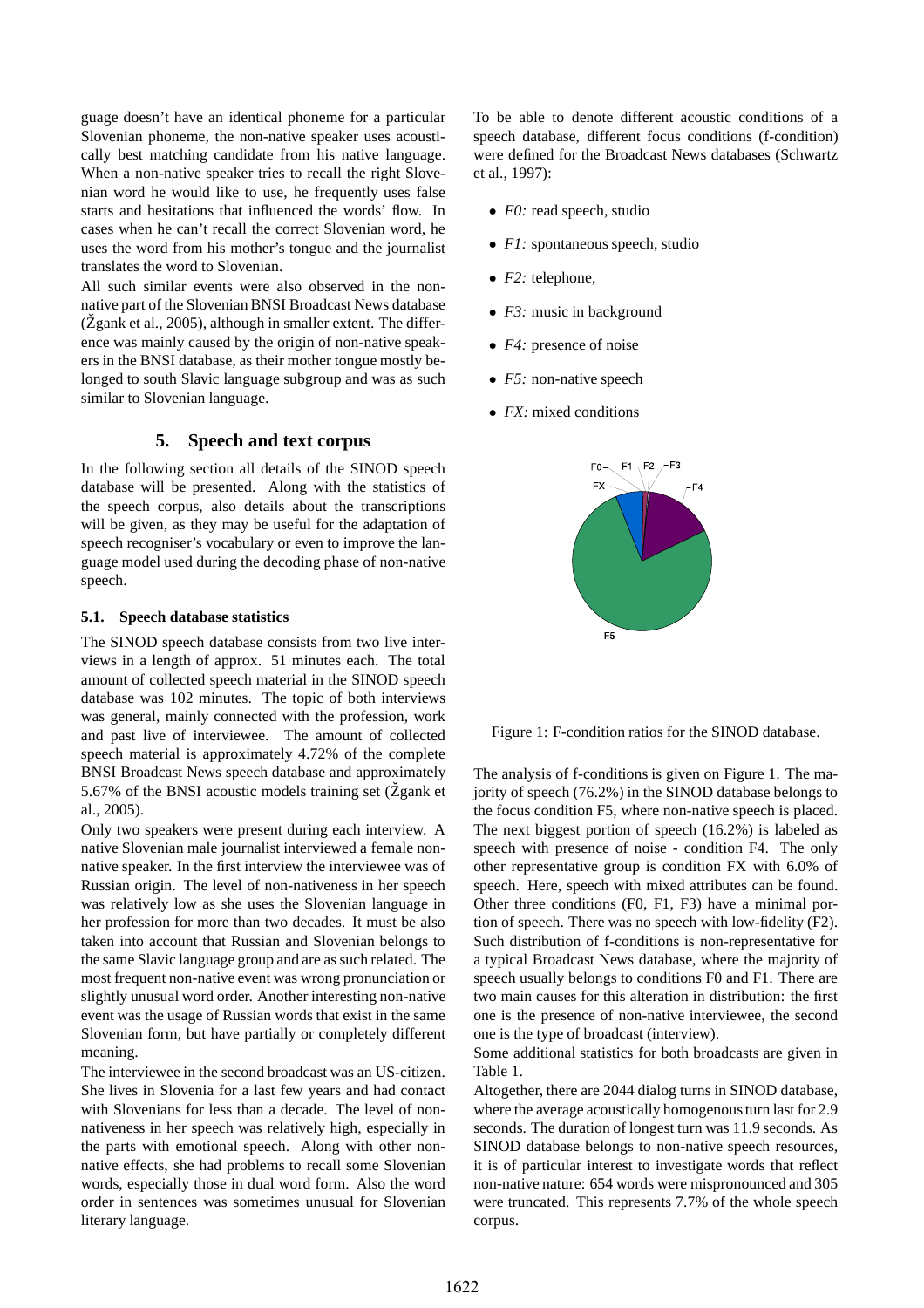guage doesn't have an identical phoneme for a particular Slovenian phoneme, the non-native speaker uses acoustically best matching candidate from his native language. When a non-native speaker tries to recall the right Slovenian word he would like to use, he frequently uses false starts and hesitations that influenced the words' flow. In cases when he can't recall the correct Slovenian word, he uses the word from his mother's tongue and the journalist translates the word to Slovenian.

All such similar events were also observed in the non-native part of the Slovenian BNSI Broadcast News database (Žgank et al., 2005), although in smaller extent. The difference was mainly caused by the origin of non-native speakers in the BNSI database, as their mother tongue mostly belonged to south Slavic language subgroup and was as such similar to Slovenian language.

## 5. Speech and text corpus

In the following section all details of the SINOD speech database will be presented. Along with the statistics of the speech corpus, also details about the transcriptions will be given, as they may be useful for the adaptation of speech recogniser's vocabulary or even to improve the language model used during the decoding phase of non-native speech.

### 5.1. Speech database statistics

The SINOD speech database consists from two live interviews in a length of approx. 51 minutes each. The total amount of collected speech material in the SINOD speech database was 102 minutes. The topic of both interviews was general, mainly connected with the profession, work and past live of interviewee. The amount of collected speech material is approximately 4.72% of the complete BNSI Broadcast News speech database and approximately 5.67% of the BNSI acoustic models training set (Žgank et al., 2005).

Only two speakers were present during each interview. A native Slovenian male journalist interviewed a female non-native speaker. In the first interview the interviewee was of Russian origin. The level of non-nativeness in her speech was relatively low as she uses the Slovenian language in her profession for more than two decades. It must be also taken into account that Russian and Slovenian belongs to the same Slavic language group and are as such related. The most frequent non-native event was wrong pronunciation or slightly unusual word order. Another interesting non-native event was the usage of Russian words that exist in the same Slovenian form, but have partially or completely different meaning.

The interviewee in the second broadcast was an US-citizen. She lives in Slovenia for a last few years and had contact with Slovenians for less than a decade. The level of non-nativeness in her speech was relatively high, especially in the parts with emotional speech. Along with other non-native effects, she had problems to recall some Slovenian words, especially those in dual word form. Also the word order in sentences was sometimes unusual for Slovenian literary language.

To be able to denote different acoustic conditions of a speech database, different focus conditions (f-condition) were defined for the Broadcast News databases (Schwartz et al., 1997):

- *F0:* read speech, studio
- *F1:* spontaneous speech, studio
- *F2:* telephone,
- *F3:* music in background
- *F4:* presence of noise
- *F5:* non-native speech
- *FX:* mixed conditions

Figure 1: F-condition ratios for the SINOD database.

The analysis of f-conditions is given on Figure 1. The majority of speech (76.2%) in the SINOD database belongs to the focus condition F5, where non-native speech is placed. The next biggest portion of speech (16.2%) is labeled as speech with presence of noise - condition F4. The only other representative group is condition FX with 6.0% of speech. Here, speech with mixed attributes can be found. Other three conditions (F0, F1, F3) have a minimal portion of speech. There was no speech with low-fidelity (F2). Such distribution of f-conditions is non-representative for a typical Broadcast News database, where the majority of speech usually belongs to conditions F0 and F1. There are two main causes for this alteration in distribution: the first one is the presence of non-native interviewee, the second one is the type of broadcast (interview).

Some additional statistics for both broadcasts are given in Table 1.

Altogether, there are 2044 dialog turns in SINOD database, where the average acoustically homogenous turn last for 2.9 seconds. The duration of longest turn was 11.9 seconds. As SINOD database belongs to non-native speech resources, it is of particular interest to investigate words that reflect non-native nature: 654 words were mispronounced and 305 were truncated. This represents 7.7% of the whole speech corpus.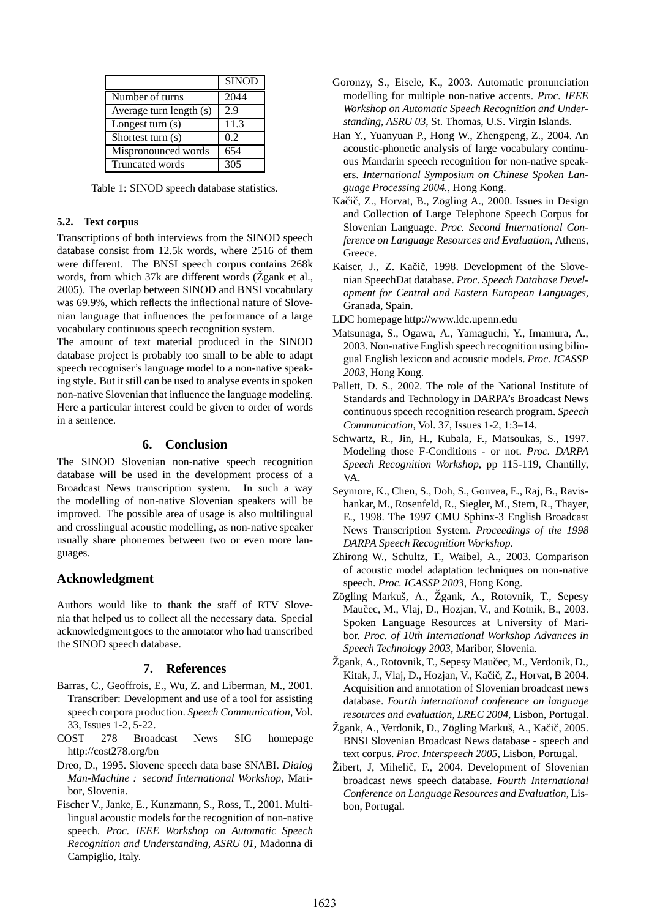| | SINOD |
|---|---|
| Number of turns | 2044 |
| Average turn length (s) | 2.9 |
| Longest turn (s) | 11.3 |
| Shortest turn (s) | 0.2 |
| Mispronounced words | 654 |
| Truncated words | 305 |

Table 1: SINOD speech database statistics.

### 5.2. Text corpus

Transcriptions of both interviews from the SINOD speech database consist from 12.5k words, where 2516 of them were different. The BNSI speech corpus contains 268k words, from which 37k are different words (Žgank et al., 2005). The overlap between SINOD and BNSI vocabulary was 69.9%, which reflects the inflectional nature of Slovenian language that influences the performance of a large vocabulary continuous speech recognition system.
The amount of text material produced in the SINOD database project is probably too small to be able to adapt speech recogniser's language model to a non-native speaking style. But it still can be used to analyse events in spoken non-native Slovenian that influence the language modeling. Here a particular interest could be given to order of words in a sentence.

## 6. Conclusion

The SINOD Slovenian non-native speech recognition database will be used in the development process of a Broadcast News transcription system. In such a way the modelling of non-native Slovenian speakers will be improved. The possible area of usage is also multilingual and crosslingual acoustic modelling, as non-native speaker usually share phonemes between two or even more languages.

## Acknowledgment

Authors would like to thank the staff of RTV Slovenia that helped us to collect all the necessary data. Special acknowledgment goes to the annotator who had transcribed the SINOD speech database.

## 7. References

Barras, C., Geoffrois, E., Wu, Z. and Liberman, M., 2001. Transcriber: Development and use of a tool for assisting speech corpora production. *Speech Communication*, Vol. 33, Issues 1-2, 5-22.

COST 278 Broadcast News SIG homepage http://cost278.org/bn

Dreo, D., 1995. Slovene speech data base SNABI. *Dialog Man-Machine : second International Workshop*, Maribor, Slovenia.

Fischer V., Janke, E., Kunzmann, S., Ross, T., 2001. Multilingual acoustic models for the recognition of non-native speech. *Proc. IEEE Workshop on Automatic Speech Recognition and Understanding, ASRU 01*, Madonna di Campiglio, Italy.

Goronzy, S., Eisele, K., 2003. Automatic pronunciation modelling for multiple non-native accents. *Proc. IEEE Workshop on Automatic Speech Recognition and Understanding, ASRU 03*, St. Thomas, U.S. Virgin Islands.

Han Y., Yuanyuan P., Hong W., Zhengpeng, Z., 2004. An acoustic-phonetic analysis of large vocabulary continuous Mandarin speech recognition for non-native speakers. *International Symposium on Chinese Spoken Language Processing 2004.*, Hong Kong.

Kačič, Z., Horvat, B., Zögling A., 2000. Issues in Design and Collection of Large Telephone Speech Corpus for Slovenian Language. *Proc. Second International Conference on Language Resources and Evaluation*, Athens, Greece.

Kaiser, J., Z. Kačič, 1998. Development of the Slovenian SpeechDat database. *Proc. Speech Database Development for Central and Eastern European Languages*, Granada, Spain.

LDC homepage http://www.ldc.upenn.edu

Matsunaga, S., Ogawa, A., Yamaguchi, Y., Imamura, A., 2003. Non-native English speech recognition using bilingual English lexicon and acoustic models. *Proc. ICASSP 2003*, Hong Kong.

Pallett, D. S., 2002. The role of the National Institute of Standards and Technology in DARPA's Broadcast News continuous speech recognition research program. *Speech Communication*, Vol. 37, Issues 1-2, 1:3–14.

Schwartz, R., Jin, H., Kubala, F., Matsoukas, S., 1997. Modeling those F-Conditions - or not. *Proc. DARPA Speech Recognition Workshop*, pp 115-119, Chantilly, VA.

Seymore, K., Chen, S., Doh, S., Gouvea, E., Raj, B., Ravishankar, M., Rosenfeld, R., Siegler, M., Stern, R., Thayer, E., 1998. The 1997 CMU Sphinx-3 English Broadcast News Transcription System. *Proceedings of the 1998 DARPA Speech Recognition Workshop*.

Zhirong W., Schultz, T., Waibel, A., 2003. Comparison of acoustic model adaptation techniques on non-native speech. *Proc. ICASSP 2003*, Hong Kong.

Zögling Markuš, A., Žgank, A., Rotovnik, T., Sepesy Maučec, M., Vlaj, D., Hozjan, V., and Kotnik, B., 2003. Spoken Language Resources at University of Maribor. *Proc. of 10th International Workshop Advances in Speech Technology 2003*, Maribor, Slovenia.

Žgank, A., Rotovnik, T., Sepesy Maučec, M., Verdonik, D., Kitak, J., Vlaj, D., Hozjan, V., Kačič, Z., Horvat, B 2004. Acquisition and annotation of Slovenian broadcast news database. *Fourth international conference on language resources and evaluation, LREC 2004*, Lisbon, Portugal.

Žgank, A., Verdonik, D., Zögling Markuš, A., Kačič, 2005. BNSI Slovenian Broadcast News database - speech and text corpus. *Proc. Interspeech 2005*, Lisbon, Portugal.

Žibert, J, Mihelič, F., 2004. Development of Slovenian broadcast news speech database. *Fourth International Conference on Language Resources and Evaluation*, Lisbon, Portugal.